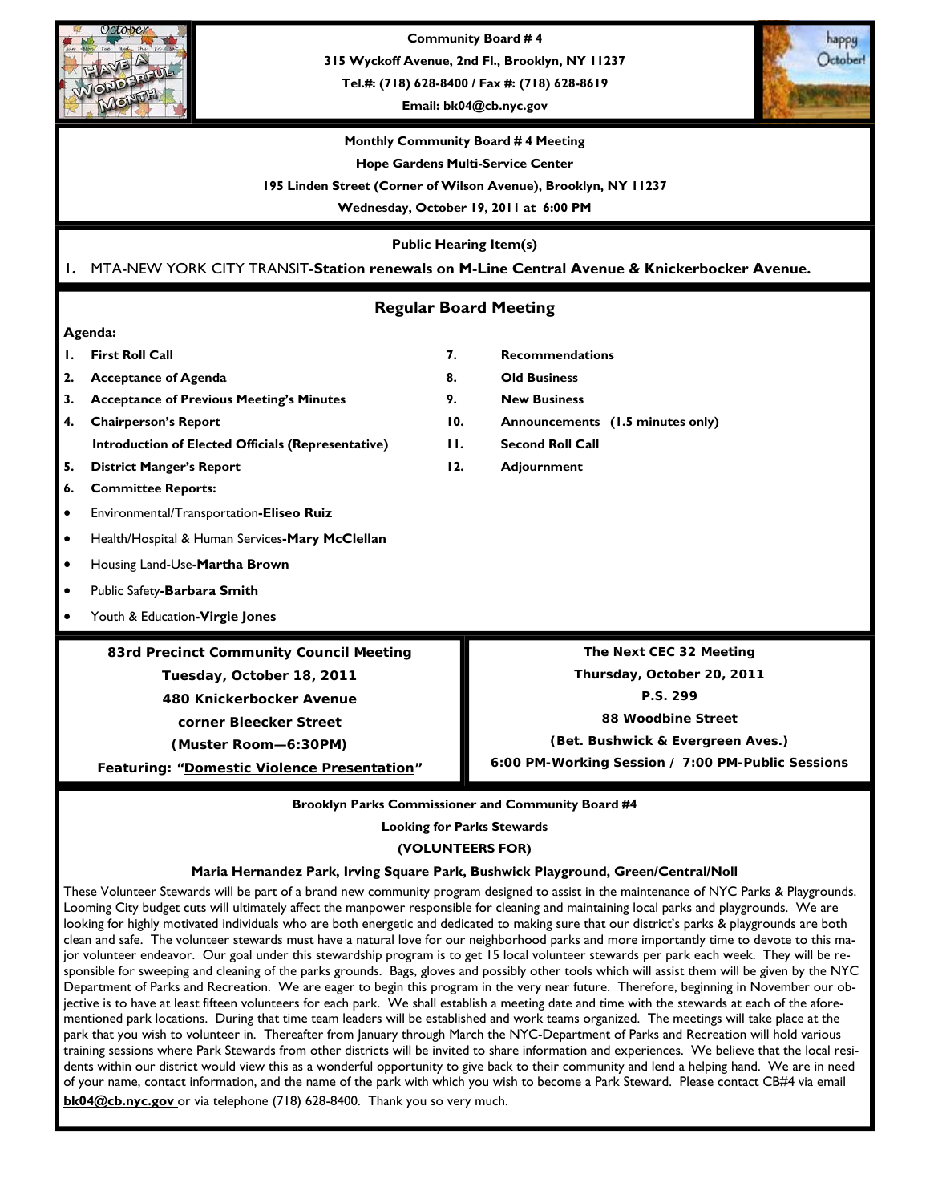**Community Board # 4**

**315 Wyckoff Avenue, 2nd Fl., Brooklyn, NY 11237**

**Tel.#: (718) 628-8400 / Fax #: (718) 628-8619**

**Email: bk04@cb.nyc.gov**

**Monthly Community Board # 4 Meeting**

**Hope Gardens Multi-Service Center**

**195 Linden Street (Corner of Wilson Avenue), Brooklyn, NY 11237**

**Wednesday, October 19, 2011 at 6:00 PM**

**Public Hearing Item(s)**

1. MTA-NEW YORK CITY TRANSIT-**Station renewals on M-Line Central Avenue & Knickerbocker Avenue.**

## Regular Board Meeting

**Agenda:**

1. **First Roll Call**
2. **Acceptance of Agenda**
3. **Acceptance of Previous Meeting's Minutes**
4. **Chairperson's Report**
   **Introduction of Elected Officials (Representative)**
5. **District Manger's Report**
6. **Committee Reports:**
   - Environmental/Transportation-**Eliseo Ruiz**
   - Health/Hospital & Human Services-**Mary McClellan**
   - Housing Land-Use-**Martha Brown**
   - Public Safety-**Barbara Smith**
   - Youth & Education-**Virgie Jones**
7. **Recommendations**
8. **Old Business**
9. **New Business**
10. **Announcements (1.5 minutes only)**
11. **Second Roll Call**
12. **Adjournment**

**83rd Precinct Community Council Meeting**
**Tuesday, October 18, 2011**
**480 Knickerbocker Avenue**
**corner Bleecker Street**
**(Muster Room—6:30PM)**
**Featuring: "Domestic Violence Presentation"**

**The Next CEC 32 Meeting**
**Thursday, October 20, 2011**
**P.S. 299**
**88 Woodbine Street**
**(Bet. Bushwick & Evergreen Aves.)**
**6:00 PM-Working Session / 7:00 PM-Public Sessions**

**Brooklyn Parks Commissioner and Community Board #4**

**Looking for Parks Stewards**

**(VOLUNTEERS FOR)**

**Maria Hernandez Park, Irving Square Park, Bushwick Playground, Green/Central/Noll**

These Volunteer Stewards will be part of a brand new community program designed to assist in the maintenance of NYC Parks & Playgrounds. Looming City budget cuts will ultimately affect the manpower responsible for cleaning and maintaining local parks and playgrounds. We are looking for highly motivated individuals who are both energetic and dedicated to making sure that our district's parks & playgrounds are both clean and safe. The volunteer stewards must have a natural love for our neighborhood parks and more importantly time to devote to this major volunteer endeavor. Our goal under this stewardship program is to get 15 local volunteer stewards per park each week. They will be responsible for sweeping and cleaning of the parks grounds. Bags, gloves and possibly other tools which will assist them will be given by the NYC Department of Parks and Recreation. We are eager to begin this program in the very near future. Therefore, beginning in November our objective is to have at least fifteen volunteers for each park. We shall establish a meeting date and time with the stewards at each of the aforementioned park locations. During that time team leaders will be established and work teams organized. The meetings will take place at the park that you wish to volunteer in. Thereafter from January through March the NYC-Department of Parks and Recreation will hold various training sessions where Park Stewards from other districts will be invited to share information and experiences. We believe that the local residents within our district would view this as a wonderful opportunity to give back to their community and lend a helping hand. We are in need of your name, contact information, and the name of the park with which you wish to become a Park Steward. Please contact CB#4 via email **bk04@cb.nyc.gov** or via telephone (718) 628-8400. Thank you so very much.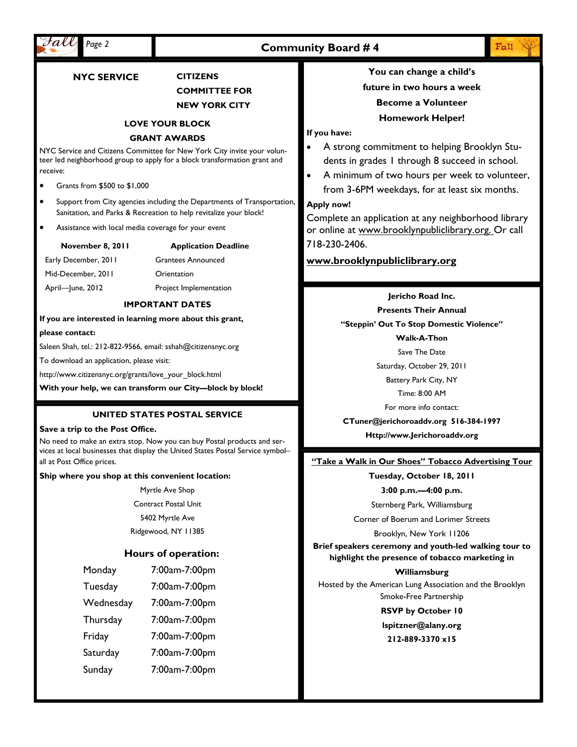## NYC SERVICE — CITIZENS COMMITTEE FOR NEW YORK CITY

### LOVE YOUR BLOCK GRANT AWARDS

NYC Service and Citizens Committee for New York City invite your volunteer led neighborhood group to apply for a block transformation grant and receive:

- Grants from $500 to $1,000
- Support from City agencies including the Departments of Transportation, Sanitation, and Parks & Recreation to help revitalize your block!
- Assistance with local media coverage for your event

| **November 8, 2011** | **Application Deadline** |
|---|---|
| Early December, 2011 | Grantees Announced |
| Mid-December, 2011 | Orientation |
| April—June, 2012 | Project Implementation |

**IMPORTANT DATES**

**If you are interested in learning more about this grant, please contact:**

Saleen Shah, tel.: 212-822-9566, email: sshah@citizensnyc.org

To download an application, please visit:

http://www.citizensnyc.org/grants/love_your_block.html

**With your help, we can transform our City—block by block!**

## UNITED STATES POSTAL SERVICE

**Save a trip to the Post Office.**

No need to make an extra stop. Now you can buy Postal products and services at local businesses that display the United States Postal Service symbol–all at Post Office prices.

**Ship where you shop at this convenient location:**

Myrtle Ave Shop
Contract Postal Unit
5402 Myrtle Ave
Ridgewood, NY 11385

### Hours of operation:

| Day | Hours |
|---|---|
| Monday | 7:00am-7:00pm |
| Tuesday | 7:00am-7:00pm |
| Wednesday | 7:00am-7:00pm |
| Thursday | 7:00am-7:00pm |
| Friday | 7:00am-7:00pm |
| Saturday | 7:00am-7:00pm |
| Sunday | 7:00am-7:00pm |

## You can change a child's future in two hours a week Become a Volunteer Homework Helper!

**If you have:**

- A strong commitment to helping Brooklyn Students in grades 1 through 8 succeed in school.
- A minimum of two hours per week to volunteer, from 3-6PM weekdays, for at least six months.

**Apply now!**

Complete an application at any neighborhood library or online at www.brooklynpubliclibrary.org. Or call 718-230-2406.

**www.brooklynpubliclibrary.org**

## Jericho Road Inc. Presents Their Annual "Steppin' Out To Stop Domestic Violence" Walk-A-Thon

Save The Date

Saturday, October 29, 2011

Battery Park City, NY

Time: 8:00 AM

For more info contact:

**CTuner@jerichoroaddv.org 516-384-1997**

**Http://www.Jerichoroaddv.org**

## "Take a Walk in Our Shoes" Tobacco Advertising Tour

**Tuesday, October 18, 2011**

**3:00 p.m.—4:00 p.m.**

Sternberg Park, Williamsburg

Corner of Boerum and Lorimer Streets

Brooklyn, New York 11206

**Brief speakers ceremony and youth-led walking tour to highlight the presence of tobacco marketing in Williamsburg**

Hosted by the American Lung Association and the Brooklyn Smoke-Free Partnership

**RSVP by October 10**

**lspitzner@alany.org**

**212-889-3370 x15**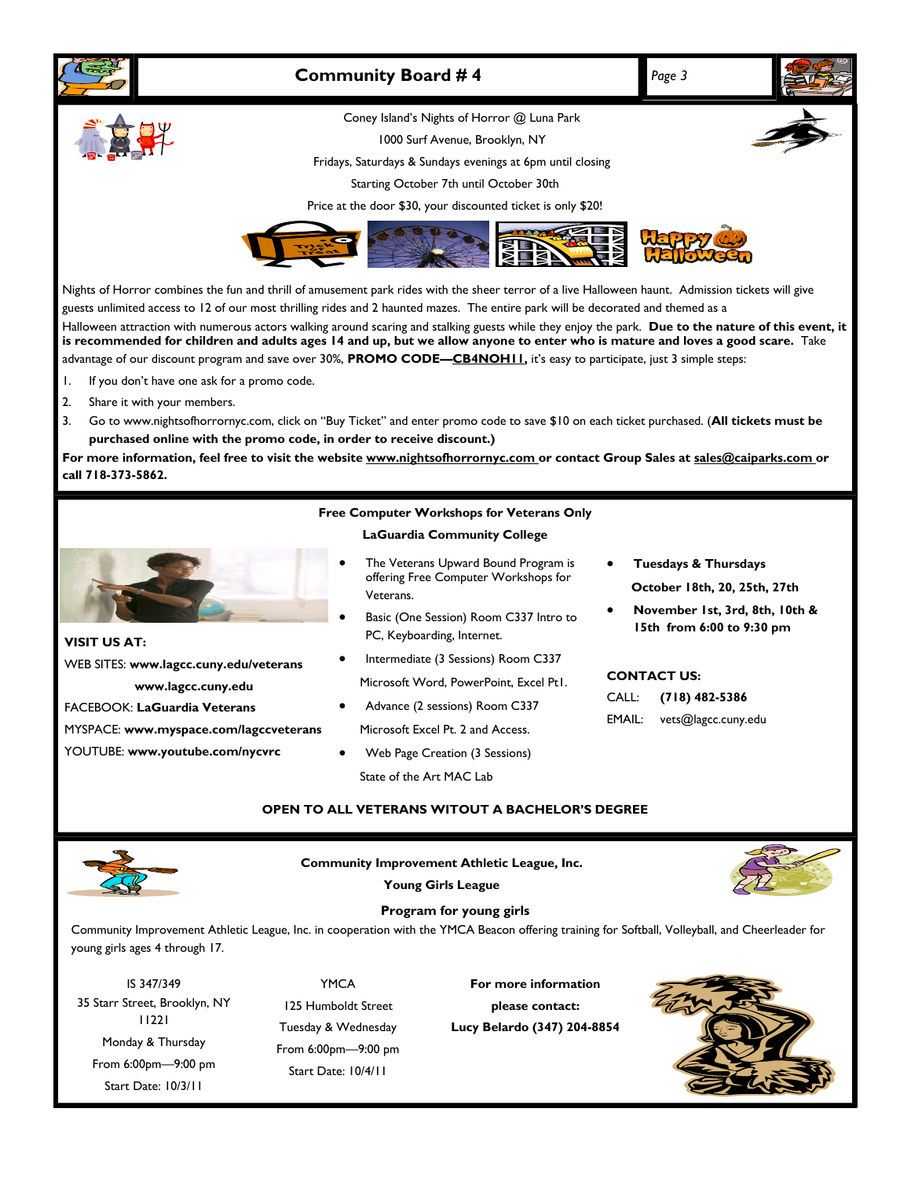Coney Island's Nights of Horror @ Luna Park

1000 Surf Avenue, Brooklyn, NY

Fridays, Saturdays & Sundays evenings at 6pm until closing

Starting October 7th until October 30th

Price at the door $30, your discounted ticket is only $20!

Nights of Horror combines the fun and thrill of amusement park rides with the sheer terror of a live Halloween haunt. Admission tickets will give guests unlimited access to 12 of our most thrilling rides and 2 haunted mazes. The entire park will be decorated and themed as a Halloween attraction with numerous actors walking around scaring and stalking guests while they enjoy the park. **Due to the nature of this event, it is recommended for children and adults ages 14 and up, but we allow anyone to enter who is mature and loves a good scare.** Take advantage of our discount program and save over 30%, **PROMO CODE—CB4NOH11**, it's easy to participate, just 3 simple steps:

1. If you don't have one ask for a promo code.
2. Share it with your members.
3. Go to www.nightsofhorrornyc.com, click on "Buy Ticket" and enter promo code to save $10 on each ticket purchased. (**All tickets must be purchased online with the promo code, in order to receive discount.)**

**For more information, feel free to visit the website www.nightsofhorrornyc.com or contact Group Sales at sales@caiparks.com or call 718-373-5862.**

---

**Free Computer Workshops for Veterans Only**

**LaGuardia Community College**

**VISIT US AT:**

WEB SITES: **www.lagcc.cuny.edu/veterans**

**www.lagcc.cuny.edu**

FACEBOOK: **LaGuardia Veterans**

MYSPACE: **www.myspace.com/lagccveterans**

YOUTUBE: **www.youtube.com/nycvrc**

- The Veterans Upward Bound Program is offering Free Computer Workshops for Veterans.
- Basic (One Session) Room C337 Intro to PC, Keyboarding, Internet.
- Intermediate (3 Sessions) Room C337 Microsoft Word, PowerPoint, Excel Pt1.
- Advance (2 sessions) Room C337 Microsoft Excel Pt. 2 and Access.
- Web Page Creation (3 Sessions) State of the Art MAC Lab

- **Tuesdays & Thursdays October 18th, 20, 25th, 27th**
- **November 1st, 3rd, 8th, 10th & 15th from 6:00 to 9:30 pm**

**CONTACT US:**

CALL: **(718) 482-5386**

EMAIL: vets@lagcc.cuny.edu

**OPEN TO ALL VETERANS WITOUT A BACHELOR'S DEGREE**

---

**Community Improvement Athletic League, Inc.**

**Young Girls League**

**Program for young girls**

Community Improvement Athletic League, Inc. in cooperation with the YMCA Beacon offering training for Softball, Volleyball, and Cheerleader for young girls ages 4 through 17.

IS 347/349
35 Starr Street, Brooklyn, NY 11221
Monday & Thursday
From 6:00pm—9:00 pm
Start Date: 10/3/11

YMCA
125 Humboldt Street
Tuesday & Wednesday
From 6:00pm—9:00 pm
Start Date: 10/4/11

**For more information please contact:**
**Lucy Belardo (347) 204-8854**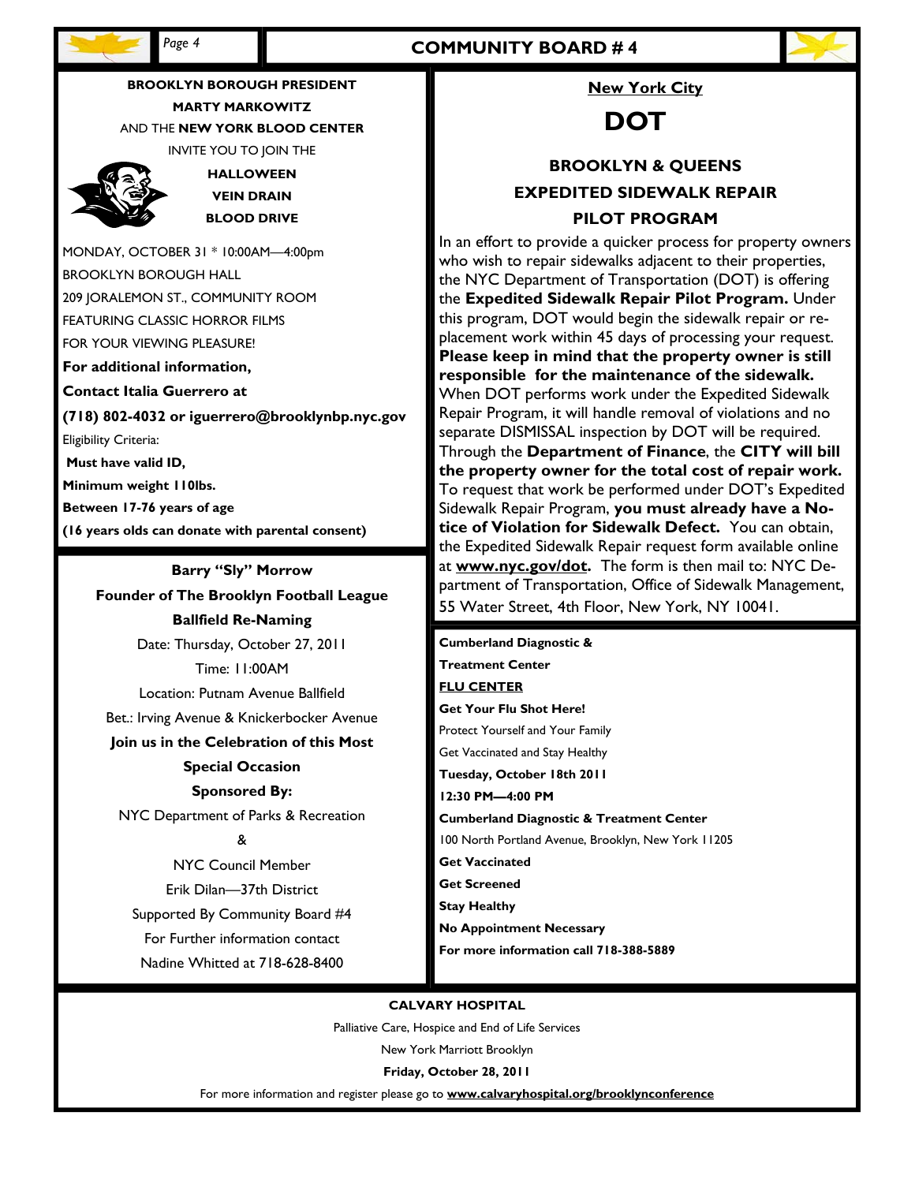**BROOKLYN BOROUGH PRESIDENT**

**MARTY MARKOWITZ**

AND THE **NEW YORK BLOOD CENTER**

INVITE YOU TO JOIN THE

**HALLOWEEN**

**VEIN DRAIN**

**BLOOD DRIVE**

MONDAY, OCTOBER 31 * 10:00AM—4:00pm

BROOKLYN BOROUGH HALL

209 JORALEMON ST., COMMUNITY ROOM

FEATURING CLASSIC HORROR FILMS

FOR YOUR VIEWING PLEASURE!

**For additional information,**

**Contact Italia Guerrero at**

**(718) 802-4032 or iguerrero@brooklynbp.nyc.gov**

Eligibility Criteria:

**Must have valid ID,**

**Minimum weight 110lbs.**

**Between 17-76 years of age**

**(16 years olds can donate with parental consent)**

**Barry "Sly" Morrow**

**Founder of The Brooklyn Football League**

**Ballfield Re-Naming**

Date: Thursday, October 27, 2011

Time: 11:00AM

Location: Putnam Avenue Ballfield

Bet.: Irving Avenue & Knickerbocker Avenue

**Join us in the Celebration of this Most Special Occasion**

**Sponsored By:**

NYC Department of Parks & Recreation

&

NYC Council Member

Erik Dilan—37th District

Supported By Community Board #4

For Further information contact

Nadine Whitted at 718-628-8400

## New York City

# DOT

### BROOKLYN & QUEENS EXPEDITED SIDEWALK REPAIR PILOT PROGRAM

In an effort to provide a quicker process for property owners who wish to repair sidewalks adjacent to their properties, the NYC Department of Transportation (DOT) is offering the **Expedited Sidewalk Repair Pilot Program.** Under this program, DOT would begin the sidewalk repair or replacement work within 45 days of processing your request. **Please keep in mind that the property owner is still responsible for the maintenance of the sidewalk.** When DOT performs work under the Expedited Sidewalk Repair Program, it will handle removal of violations and no separate DISMISSAL inspection by DOT will be required. Through the **Department of Finance**, the **CITY will bill the property owner for the total cost of repair work.** To request that work be performed under DOT's Expedited Sidewalk Repair Program, **you must already have a Notice of Violation for Sidewalk Defect.** You can obtain, the Expedited Sidewalk Repair request form available online at **www.nyc.gov/dot.** The form is then mail to: NYC Department of Transportation, Office of Sidewalk Management, 55 Water Street, 4th Floor, New York, NY 10041.

**Cumberland Diagnostic & Treatment Center**

**FLU CENTER**

**Get Your Flu Shot Here!**

Protect Yourself and Your Family

Get Vaccinated and Stay Healthy

**Tuesday, October 18th 2011**

**12:30 PM—4:00 PM**

**Cumberland Diagnostic & Treatment Center**

100 North Portland Avenue, Brooklyn, New York 11205

**Get Vaccinated**

**Get Screened**

**Stay Healthy**

**No Appointment Necessary**

**For more information call 718-388-5889**

**CALVARY HOSPITAL**

Palliative Care, Hospice and End of Life Services

New York Marriott Brooklyn

**Friday, October 28, 2011**

For more information and register please go to **www.calvaryhospital.org/brooklynconference**